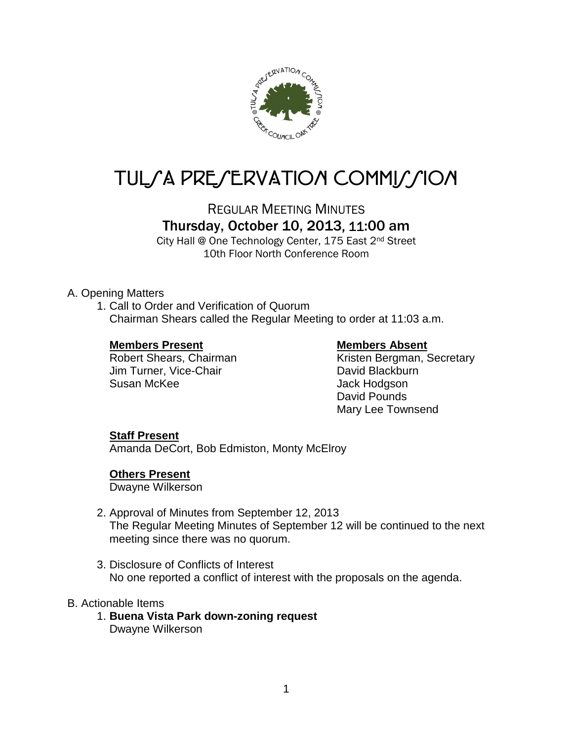# TULSA PRESERVATION COMMISSION

## REGULAR MEETING MINUTES

### Thursday, October 10, 2013, 11:00 am

City Hall @ One Technology Center, 175 East 2nd Street
10th Floor North Conference Room

A. Opening Matters

1. Call to Order and Verification of Quorum
   Chairman Shears called the Regular Meeting to order at 11:03 a.m.

   **Members Present**
   Robert Shears, Chairman
   Jim Turner, Vice-Chair
   Susan McKee

   **Members Absent**
   Kristen Bergman, Secretary
   David Blackburn
   Jack Hodgson
   David Pounds
   Mary Lee Townsend

   **Staff Present**
   Amanda DeCort, Bob Edmiston, Monty McElroy

   **Others Present**
   Dwayne Wilkerson

2. Approval of Minutes from September 12, 2013
   The Regular Meeting Minutes of September 12 will be continued to the next meeting since there was no quorum.

3. Disclosure of Conflicts of Interest
   No one reported a conflict of interest with the proposals on the agenda.

B. Actionable Items

1. **Buena Vista Park down-zoning request**
   Dwayne Wilkerson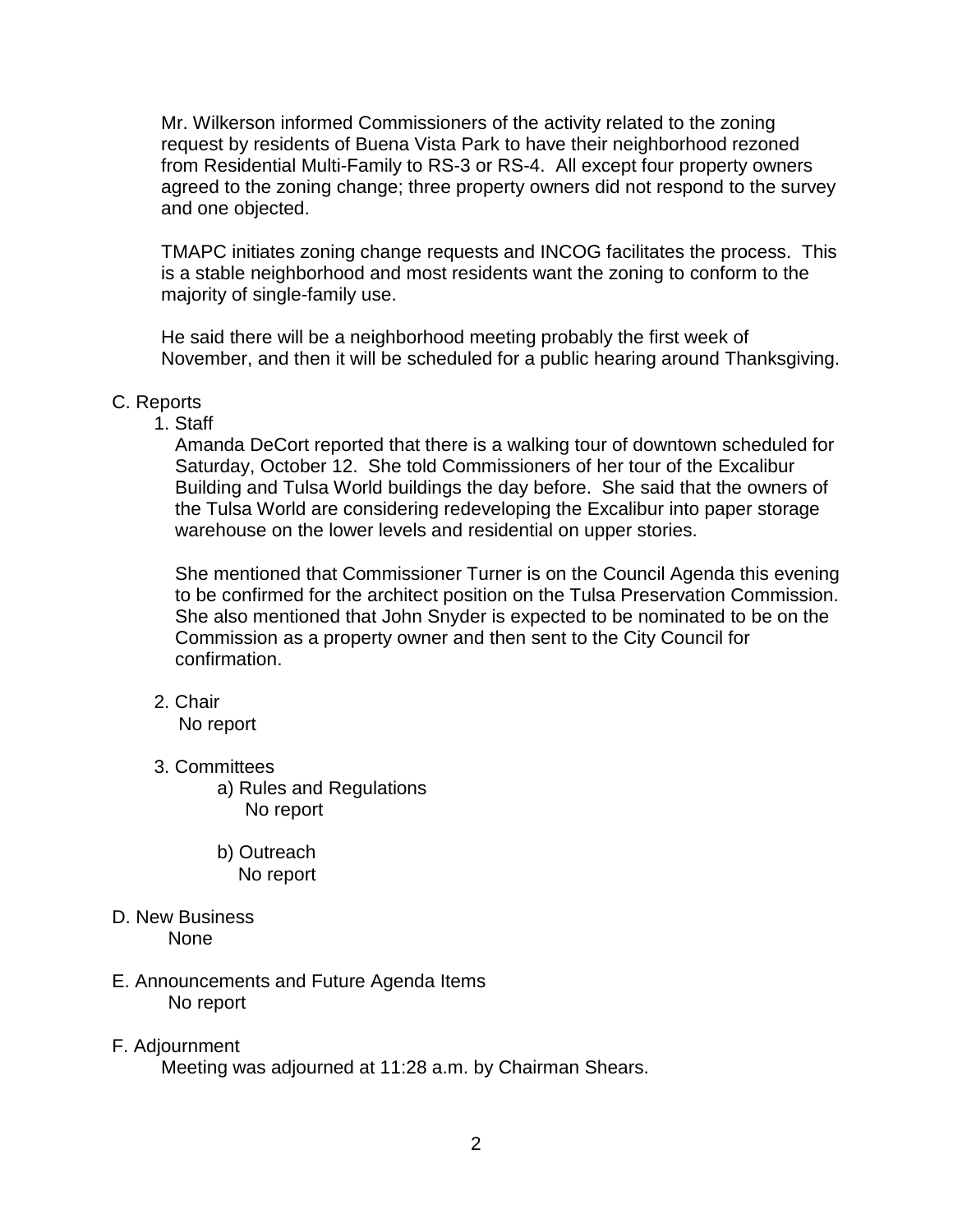Mr. Wilkerson informed Commissioners of the activity related to the zoning request by residents of Buena Vista Park to have their neighborhood rezoned from Residential Multi-Family to RS-3 or RS-4. All except four property owners agreed to the zoning change; three property owners did not respond to the survey and one objected.

TMAPC initiates zoning change requests and INCOG facilitates the process. This is a stable neighborhood and most residents want the zoning to conform to the majority of single-family use.

He said there will be a neighborhood meeting probably the first week of November, and then it will be scheduled for a public hearing around Thanksgiving.

C. Reports

1. Staff

   Amanda DeCort reported that there is a walking tour of downtown scheduled for Saturday, October 12. She told Commissioners of her tour of the Excalibur Building and Tulsa World buildings the day before. She said that the owners of the Tulsa World are considering redeveloping the Excalibur into paper storage warehouse on the lower levels and residential on upper stories.

   She mentioned that Commissioner Turner is on the Council Agenda this evening to be confirmed for the architect position on the Tulsa Preservation Commission. She also mentioned that John Snyder is expected to be nominated to be on the Commission as a property owner and then sent to the City Council for confirmation.

2. Chair

   No report

3. Committees

   a) Rules and Regulations

      No report

   b) Outreach

      No report

D. New Business

None

E. Announcements and Future Agenda Items

No report

F. Adjournment

Meeting was adjourned at 11:28 a.m. by Chairman Shears.